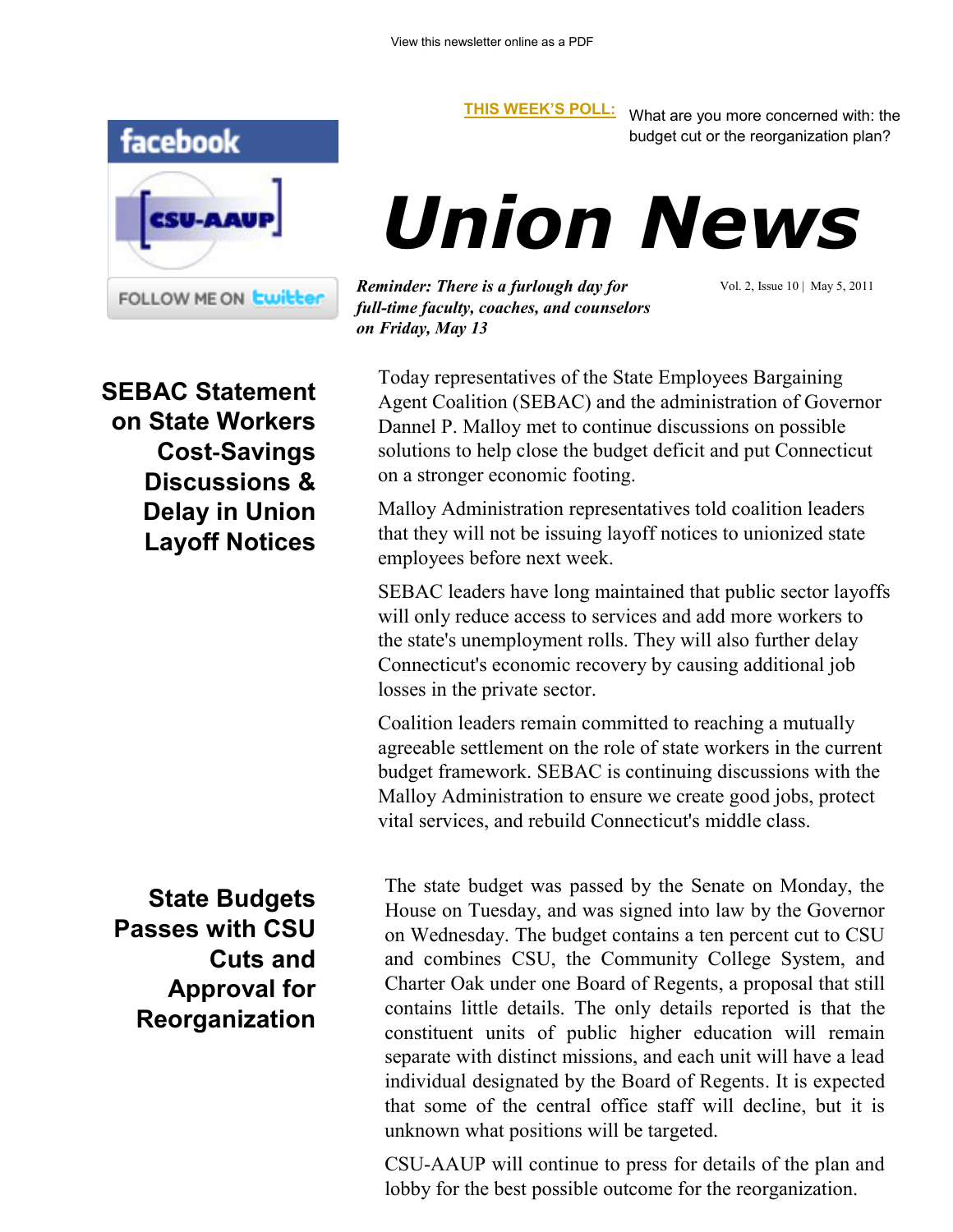View this newsletter online as a PDF

**THIS WEEK'S POLL:** What are you more concerned with: the budget cut or the reorganization plan?

facebook

FOLLOW ME ON twitter

# Union News

***Reminder: There is a furlough day for full-time faculty, coaches, and counselors on Friday, May 13***

Vol. 2, Issue 10 | May 5, 2011

## SEBAC Statement on State Workers Cost-Savings Discussions & Delay in Union Layoff Notices

Today representatives of the State Employees Bargaining Agent Coalition (SEBAC) and the administration of Governor Dannel P. Malloy met to continue discussions on possible solutions to help close the budget deficit and put Connecticut on a stronger economic footing.

Malloy Administration representatives told coalition leaders that they will not be issuing layoff notices to unionized state employees before next week.

SEBAC leaders have long maintained that public sector layoffs will only reduce access to services and add more workers to the state's unemployment rolls. They will also further delay Connecticut's economic recovery by causing additional job losses in the private sector.

Coalition leaders remain committed to reaching a mutually agreeable settlement on the role of state workers in the current budget framework. SEBAC is continuing discussions with the Malloy Administration to ensure we create good jobs, protect vital services, and rebuild Connecticut's middle class.

## State Budgets Passes with CSU Cuts and Approval for Reorganization

The state budget was passed by the Senate on Monday, the House on Tuesday, and was signed into law by the Governor on Wednesday. The budget contains a ten percent cut to CSU and combines CSU, the Community College System, and Charter Oak under one Board of Regents, a proposal that still contains little details. The only details reported is that the constituent units of public higher education will remain separate with distinct missions, and each unit will have a lead individual designated by the Board of Regents. It is expected that some of the central office staff will decline, but it is unknown what positions will be targeted.

CSU-AAUP will continue to press for details of the plan and lobby for the best possible outcome for the reorganization.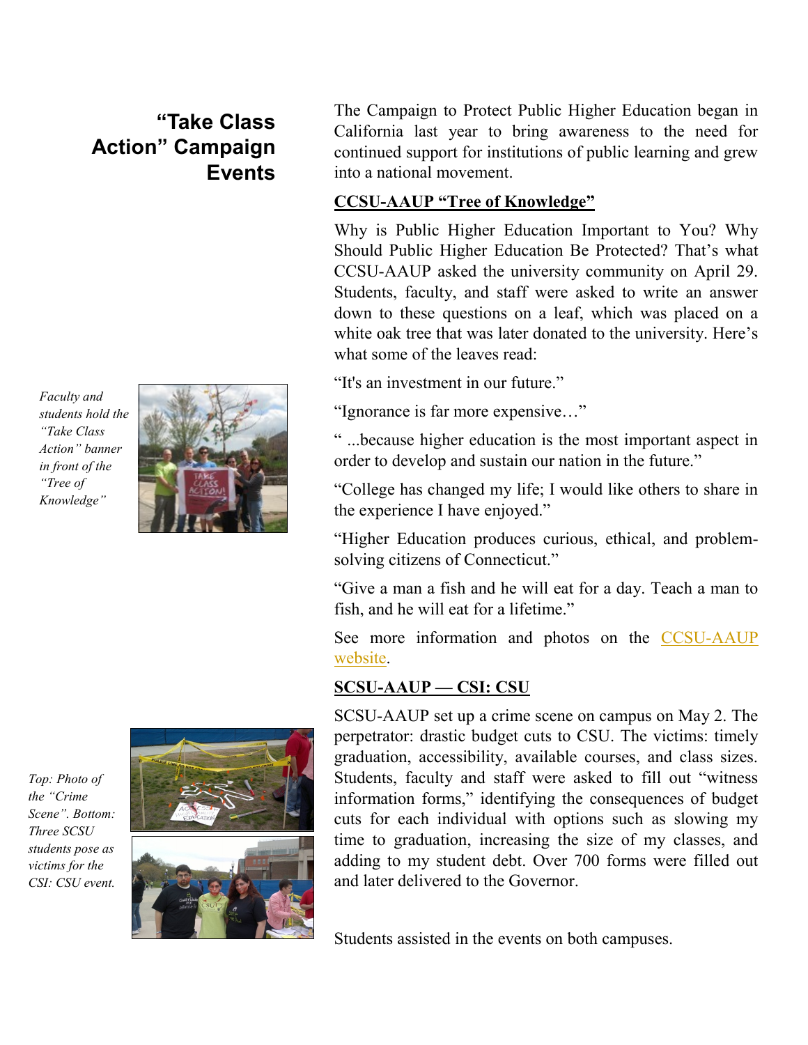# "Take Class Action" Campaign Events

The Campaign to Protect Public Higher Education began in California last year to bring awareness to the need for continued support for institutions of public learning and grew into a national movement.

## CCSU-AAUP "Tree of Knowledge"

Why is Public Higher Education Important to You? Why Should Public Higher Education Be Protected? That's what CCSU-AAUP asked the university community on April 29. Students, faculty, and staff were asked to write an answer down to these questions on a leaf, which was placed on a white oak tree that was later donated to the university. Here's what some of the leaves read:

"It's an investment in our future."

"Ignorance is far more expensive…"

" ...because higher education is the most important aspect in order to develop and sustain our nation in the future."

"College has changed my life; I would like others to share in the experience I have enjoyed."

"Higher Education produces curious, ethical, and problem-solving citizens of Connecticut."

"Give a man a fish and he will eat for a day. Teach a man to fish, and he will eat for a lifetime."

See more information and photos on the CCSU-AAUP website.

*Faculty and students hold the "Take Class Action" banner in front of the "Tree of Knowledge"*

## SCSU-AAUP — CSI: CSU

SCSU-AAUP set up a crime scene on campus on May 2. The perpetrator: drastic budget cuts to CSU. The victims: timely graduation, accessibility, available courses, and class sizes. Students, faculty and staff were asked to fill out "witness information forms," identifying the consequences of budget cuts for each individual with options such as slowing my time to graduation, increasing the size of my classes, and adding to my student debt. Over 700 forms were filled out and later delivered to the Governor.

*Top: Photo of the "Crime Scene". Bottom: Three SCSU students pose as victims for the CSI: CSU event.*

Students assisted in the events on both campuses.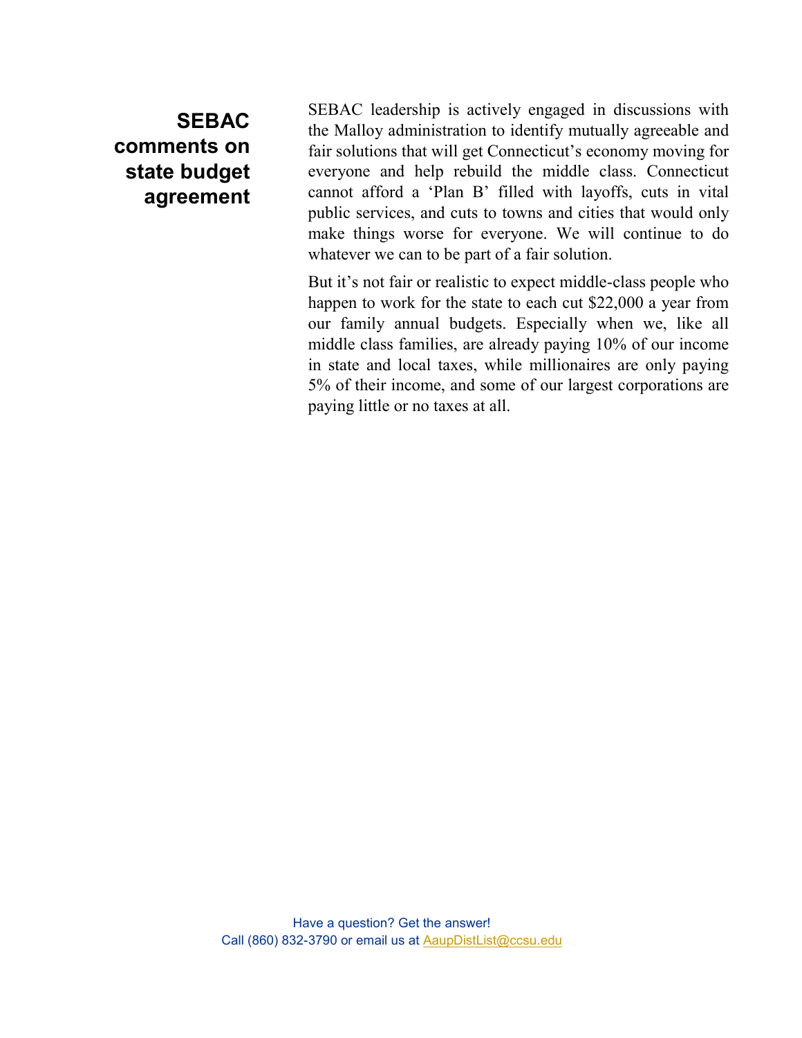## SEBAC comments on state budget agreement

SEBAC leadership is actively engaged in discussions with the Malloy administration to identify mutually agreeable and fair solutions that will get Connecticut's economy moving for everyone and help rebuild the middle class. Connecticut cannot afford a 'Plan B' filled with layoffs, cuts in vital public services, and cuts to towns and cities that would only make things worse for everyone. We will continue to do whatever we can to be part of a fair solution.

But it's not fair or realistic to expect middle-class people who happen to work for the state to each cut $22,000 a year from our family annual budgets. Especially when we, like all middle class families, are already paying 10% of our income in state and local taxes, while millionaires are only paying 5% of their income, and some of our largest corporations are paying little or no taxes at all.

Have a question? Get the answer!
Call (860) 832-3790 or email us at AaupDistList@ccsu.edu